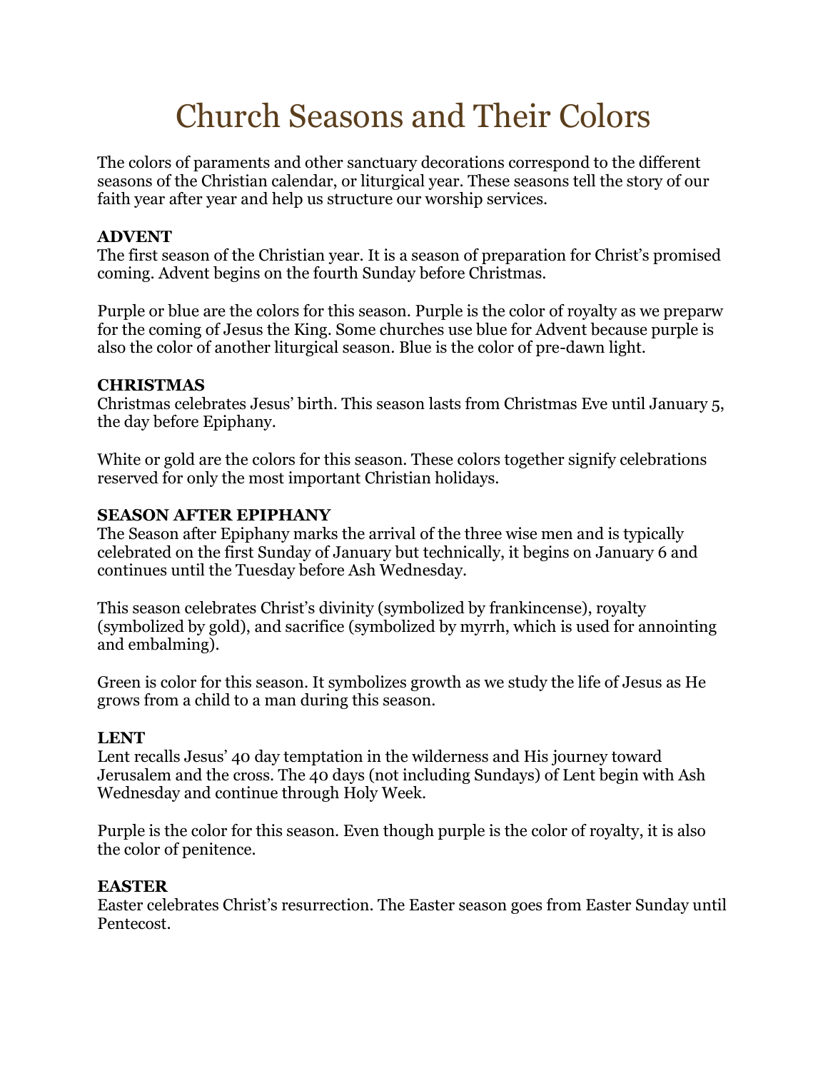# Church Seasons and Their Colors

The colors of paraments and other sanctuary decorations correspond to the different seasons of the Christian calendar, or liturgical year. These seasons tell the story of our faith year after year and help us structure our worship services.

**ADVENT**

The first season of the Christian year. It is a season of preparation for Christ's promised coming. Advent begins on the fourth Sunday before Christmas.

Purple or blue are the colors for this season. Purple is the color of royalty as we preparw for the coming of Jesus the King. Some churches use blue for Advent because purple is also the color of another liturgical season. Blue is the color of pre-dawn light.

**CHRISTMAS**

Christmas celebrates Jesus' birth. This season lasts from Christmas Eve until January 5, the day before Epiphany.

White or gold are the colors for this season. These colors together signify celebrations reserved for only the most important Christian holidays.

**SEASON AFTER EPIPHANY**

The Season after Epiphany marks the arrival of the three wise men and is typically celebrated on the first Sunday of January but technically, it begins on January 6 and continues until the Tuesday before Ash Wednesday.

This season celebrates Christ's divinity (symbolized by frankincense), royalty (symbolized by gold), and sacrifice (symbolized by myrrh, which is used for annointing and embalming).

Green is color for this season. It symbolizes growth as we study the life of Jesus as He grows from a child to a man during this season.

**LENT**

Lent recalls Jesus' 40 day temptation in the wilderness and His journey toward Jerusalem and the cross. The 40 days (not including Sundays) of Lent begin with Ash Wednesday and continue through Holy Week.

Purple is the color for this season. Even though purple is the color of royalty, it is also the color of penitence.

**EASTER**

Easter celebrates Christ's resurrection. The Easter season goes from Easter Sunday until Pentecost.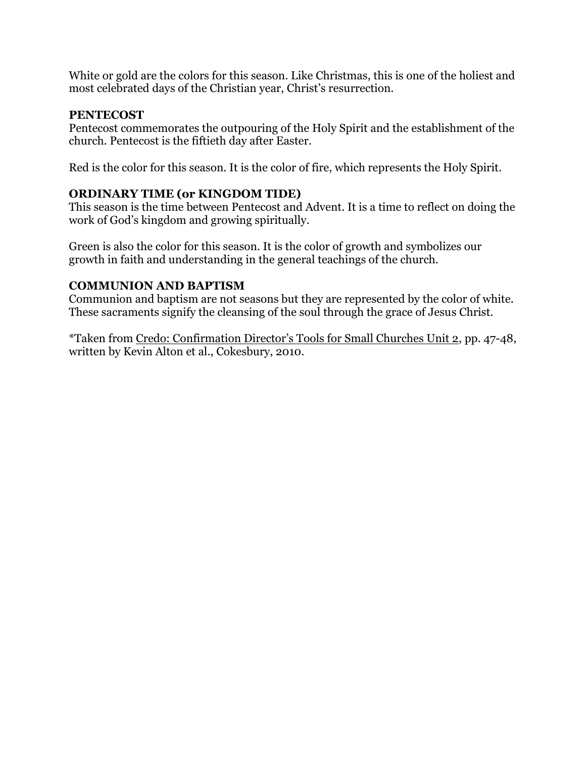White or gold are the colors for this season. Like Christmas, this is one of the holiest and most celebrated days of the Christian year, Christ's resurrection.

### PENTECOST

Pentecost commemorates the outpouring of the Holy Spirit and the establishment of the church. Pentecost is the fiftieth day after Easter.

Red is the color for this season. It is the color of fire, which represents the Holy Spirit.

### ORDINARY TIME (or KINGDOM TIDE)

This season is the time between Pentecost and Advent. It is a time to reflect on doing the work of God's kingdom and growing spiritually.

Green is also the color for this season. It is the color of growth and symbolizes our growth in faith and understanding in the general teachings of the church.

### COMMUNION AND BAPTISM

Communion and baptism are not seasons but they are represented by the color of white. These sacraments signify the cleansing of the soul through the grace of Jesus Christ.

*Taken from <u>Credo: Confirmation Director's Tools for Small Churches Unit 2</u>, pp. 47-48, written by Kevin Alton et al., Cokesbury, 2010.